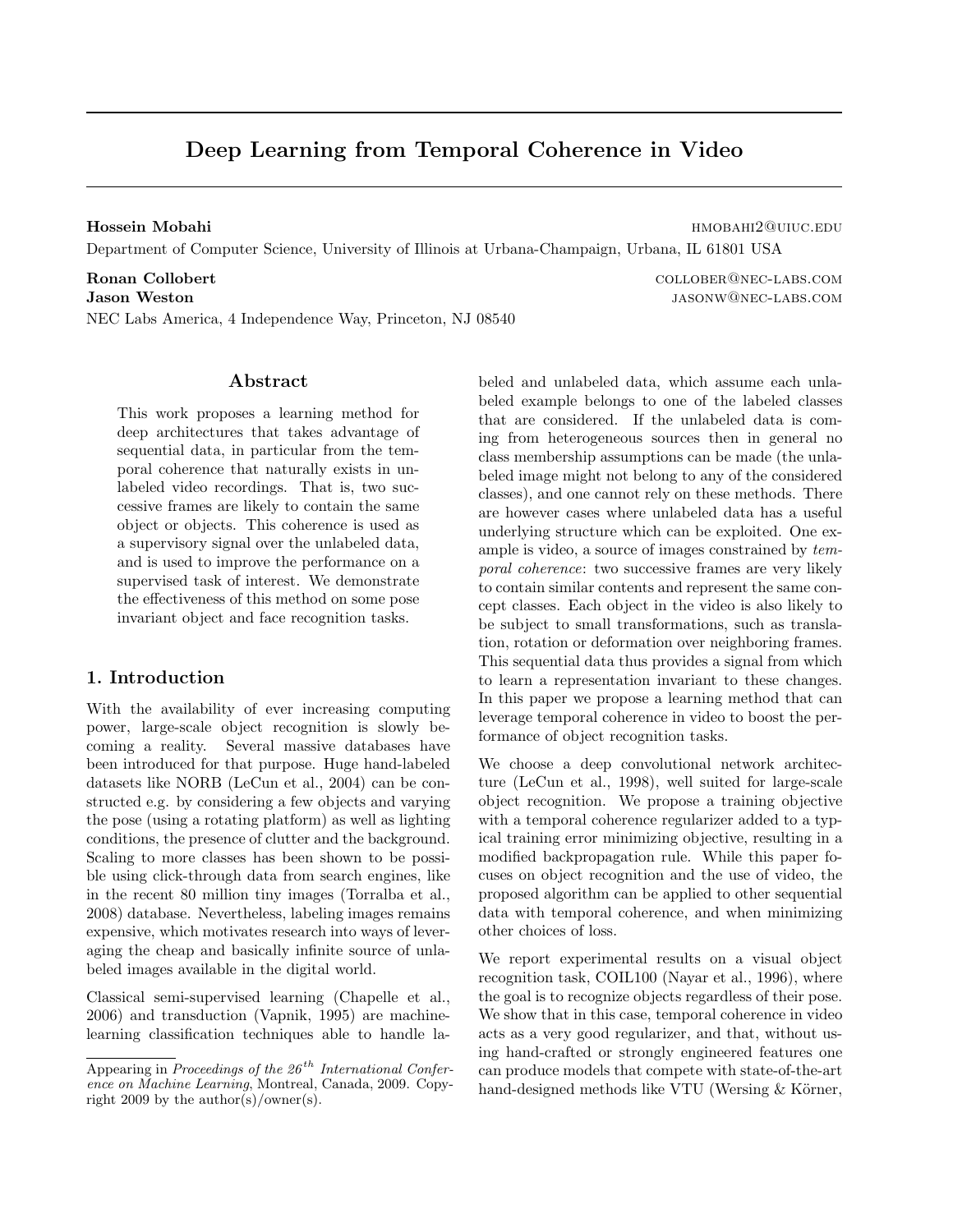# Deep Learning from Temporal Coherence in Video

**Hossein Mobahi** hmobahi2@uiuc.edu
Department of Computer Science, University of Illinois at Urbana-Champaign, Urbana, IL 61801 USA

**Ronan Collobert** collober@nec-labs.com
**Jason Weston** jasonw@nec-labs.com
NEC Labs America, 4 Independence Way, Princeton, NJ 08540

## Abstract

This work proposes a learning method for deep architectures that takes advantage of sequential data, in particular from the temporal coherence that naturally exists in unlabeled video recordings. That is, two successive frames are likely to contain the same object or objects. This coherence is used as a supervisory signal over the unlabeled data, and is used to improve the performance on a supervised task of interest. We demonstrate the effectiveness of this method on some pose invariant object and face recognition tasks.

## 1. Introduction

With the availability of ever increasing computing power, large-scale object recognition is slowly becoming a reality. Several massive databases have been introduced for that purpose. Huge hand-labeled datasets like NORB (LeCun et al., 2004) can be constructed e.g. by considering a few objects and varying the pose (using a rotating platform) as well as lighting conditions, the presence of clutter and the background. Scaling to more classes has been shown to be possible using click-through data from search engines, like in the recent 80 million tiny images (Torralba et al., 2008) database. Nevertheless, labeling images remains expensive, which motivates research into ways of leveraging the cheap and basically infinite source of unlabeled images available in the digital world.

Classical semi-supervised learning (Chapelle et al., 2006) and transduction (Vapnik, 1995) are machine-learning classification techniques able to handle labeled and unlabeled data, which assume each unlabeled example belongs to one of the labeled classes that are considered. If the unlabeled data is coming from heterogeneous sources then in general no class membership assumptions can be made (the unlabeled image might not belong to any of the considered classes), and one cannot rely on these methods. There are however cases where unlabeled data has a useful underlying structure which can be exploited. One example is video, a source of images constrained by *temporal coherence*: two successive frames are very likely to contain similar contents and represent the same concept classes. Each object in the video is also likely to be subject to small transformations, such as translation, rotation or deformation over neighboring frames. This sequential data thus provides a signal from which to learn a representation invariant to these changes. In this paper we propose a learning method that can leverage temporal coherence in video to boost the performance of object recognition tasks.

We choose a deep convolutional network architecture (LeCun et al., 1998), well suited for large-scale object recognition. We propose a training objective with a temporal coherence regularizer added to a typical training error minimizing objective, resulting in a modified backpropagation rule. While this paper focuses on object recognition and the use of video, the proposed algorithm can be applied to other sequential data with temporal coherence, and when minimizing other choices of loss.

We report experimental results on a visual object recognition task, COIL100 (Nayar et al., 1996), where the goal is to recognize objects regardless of their pose. We show that in this case, temporal coherence in video acts as a very good regularizer, and that, without using hand-crafted or strongly engineered features one can produce models that compete with state-of-the-art hand-designed methods like VTU (Wersing & Körner,

Appearing in *Proceedings of the 26th International Conference on Machine Learning*, Montreal, Canada, 2009. Copyright 2009 by the author(s)/owner(s).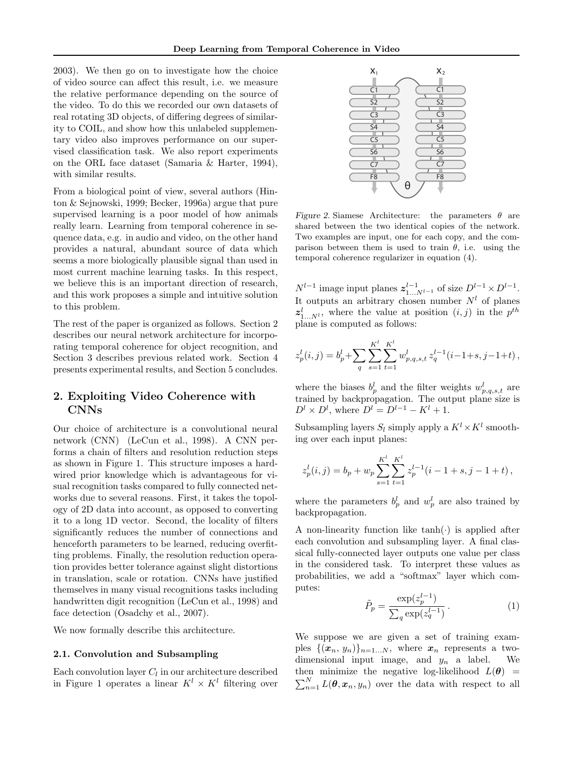2003). We then go on to investigate how the choice of video source can affect this result, i.e. we measure the relative performance depending on the source of the video. To do this we recorded our own datasets of real rotating 3D objects, of differing degrees of similarity to COIL, and show how this unlabeled supplementary video also improves performance on our supervised classification task. We also report experiments on the ORL face dataset (Samaria & Harter, 1994), with similar results.

From a biological point of view, several authors (Hinton & Sejnowski, 1999; Becker, 1996a) argue that pure supervised learning is a poor model of how animals really learn. Learning from temporal coherence in sequence data, e.g. in audio and video, on the other hand provides a natural, abundant source of data which seems a more biologically plausible signal than used in most current machine learning tasks. In this respect, we believe this is an important direction of research, and this work proposes a simple and intuitive solution to this problem.

The rest of the paper is organized as follows. Section 2 describes our neural network architecture for incorporating temporal coherence for object recognition, and Section 3 describes previous related work. Section 4 presents experimental results, and Section 5 concludes.

## 2. Exploiting Video Coherence with CNNs

Our choice of architecture is a convolutional neural network (CNN) (LeCun et al., 1998). A CNN performs a chain of filters and resolution reduction steps as shown in Figure 1. This structure imposes a hardwired prior knowledge which is advantageous for visual recognition tasks compared to fully connected networks due to several reasons. First, it takes the topology of 2D data into account, as opposed to converting it to a long 1D vector. Second, the locality of filters significantly reduces the number of connections and henceforth parameters to be learned, reducing overfitting problems. Finally, the resolution reduction operation provides better tolerance against slight distortions in translation, scale or rotation. CNNs have justified themselves in many visual recognitions tasks including handwritten digit recognition (LeCun et al., 1998) and face detection (Osadchy et al., 2007).

We now formally describe this architecture.

### 2.1. Convolution and Subsampling

Each convolution layer $C_l$ in our architecture described in Figure 1 operates a linear $K^l \times K^l$ filtering over $N^{l-1}$ image input planes $\boldsymbol{z}^{l-1}_{1 \dots N^{l-1}}$ of size $D^{l-1} \times D^{l-1}$. It outputs an arbitrary chosen number $N^l$ of planes $\boldsymbol{z}^l_{1 \dots N^l}$, where the value at position $(i, j)$ in the $p^{th}$ plane is computed as follows:

$$z^l_p(i,j) = b^l_p + \sum_q \sum_{s=1}^{K^l} \sum_{t=1}^{K^l} w^l_{p,q,s,t} \, z^{l-1}_q(i-1+s, j-1+t) \, ,$$

where the biases $b^l_p$ and the filter weights $w^l_{p,q,s,t}$ are trained by backpropagation. The output plane size is $D^l \times D^l$, where $D^l = D^{l-1} - K^l + 1$.

Subsampling layers $S_l$ simply apply a $K^l \times K^l$ smoothing over each input planes:

$$z^l_p(i,j) = b_p + w_p \sum_{s=1}^{K^l} \sum_{t=1}^{K^l} z^{l-1}_p(i-1+s, j-1+t) \, ,$$

where the parameters $b^l_p$ and $w^l_p$ are also trained by backpropagation.

A non-linearity function like $\tanh(\cdot)$ is applied after each convolution and subsampling layer. A final classical fully-connected layer outputs one value per class in the considered task. To interpret these values as probabilities, we add a "softmax" layer which computes:

$$\tilde{P}_p = \frac{\exp(z^{l-1}_p)}{\sum_q \exp(z^{l-1}_q)} \, . \tag{1}$$

We suppose we are given a set of training examples $\{(\boldsymbol{x}_n, y_n)\}_{n=1 \dots N}$, where $\boldsymbol{x}_n$ represents a two-dimensional input image, and $y_n$ a label. We then minimize the negative log-likelihood $L(\boldsymbol{\theta}) = \sum_{n=1}^{N} L(\boldsymbol{\theta}, \boldsymbol{x}_n, y_n)$ over the data with respect to all

*Figure 2.* Siamese Architecture: the parameters $\theta$ are shared between the two identical copies of the network. Two examples are input, one for each copy, and the comparison between them is used to train $\theta$, i.e. using the temporal coherence regularizer in equation (4).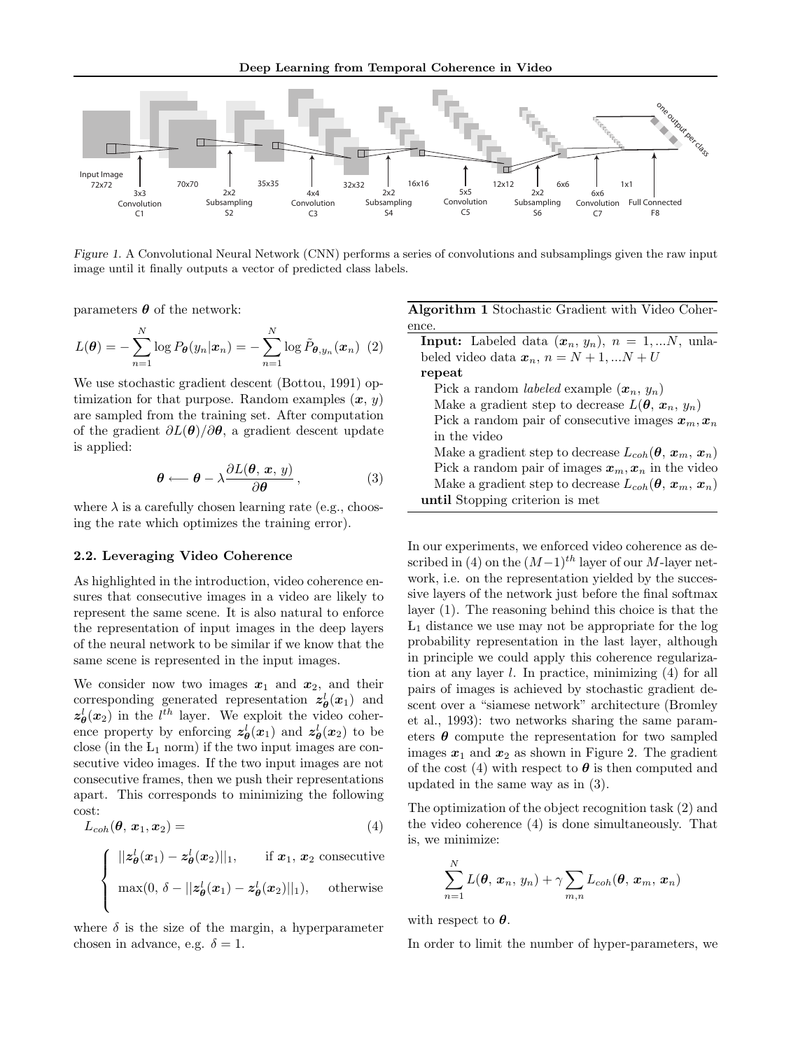Figure 1. A Convolutional Neural Network (CNN) performs a series of convolutions and subsamplings given the raw input image until it finally outputs a vector of predicted class labels.

parameters $\boldsymbol{\theta}$ of the network:

$$L(\boldsymbol{\theta}) = -\sum_{n=1}^{N} \log P_{\boldsymbol{\theta}}(y_n|\boldsymbol{x}_n) = -\sum_{n=1}^{N} \log \tilde{P}_{\boldsymbol{\theta},y_n}(\boldsymbol{x}_n) \quad (2)$$

We use stochastic gradient descent (Bottou, 1991) optimization for that purpose. Random examples $(\boldsymbol{x},\, y)$ are sampled from the training set. After computation of the gradient $\partial L(\boldsymbol{\theta})/\partial \boldsymbol{\theta}$, a gradient descent update is applied:

$$\boldsymbol{\theta} \longleftarrow \boldsymbol{\theta} - \lambda \frac{\partial L(\boldsymbol{\theta},\, \boldsymbol{x},\, y)}{\partial \boldsymbol{\theta}}\,, \quad (3)$$

where $\lambda$ is a carefully chosen learning rate (e.g., choosing the rate which optimizes the training error).

### 2.2. Leveraging Video Coherence

As highlighted in the introduction, video coherence ensures that consecutive images in a video are likely to represent the same scene. It is also natural to enforce the representation of input images in the deep layers of the neural network to be similar if we know that the same scene is represented in the input images.

We consider now two images $\boldsymbol{x}_1$ and $\boldsymbol{x}_2$, and their corresponding generated representation $\boldsymbol{z}^l_{\boldsymbol{\theta}}(\boldsymbol{x}_1)$ and $\boldsymbol{z}^l_{\boldsymbol{\theta}}(\boldsymbol{x}_2)$ in the $l^{th}$ layer. We exploit the video coherence property by enforcing $\boldsymbol{z}^l_{\boldsymbol{\theta}}(\boldsymbol{x}_1)$ and $\boldsymbol{z}^l_{\boldsymbol{\theta}}(\boldsymbol{x}_2)$ to be close (in the $L_1$ norm) if the two input images are consecutive video images. If the two input images are not consecutive frames, then we push their representations apart. This corresponds to minimizing the following cost:

$$L_{coh}(\boldsymbol{\theta},\, \boldsymbol{x}_1, \boldsymbol{x}_2) = \quad (4)$$

$$\begin{cases} ||\boldsymbol{z}^l_{\boldsymbol{\theta}}(\boldsymbol{x}_1) - \boldsymbol{z}^l_{\boldsymbol{\theta}}(\boldsymbol{x}_2)||_1, & \text{if } \boldsymbol{x}_1,\, \boldsymbol{x}_2 \text{ consecutive} \\ \max(0,\, \delta - ||\boldsymbol{z}^l_{\boldsymbol{\theta}}(\boldsymbol{x}_1) - \boldsymbol{z}^l_{\boldsymbol{\theta}}(\boldsymbol{x}_2)||_1), & \text{otherwise} \end{cases}$$

where $\delta$ is the size of the margin, a hyperparameter chosen in advance, e.g. $\delta = 1$.

**Algorithm 1** Stochastic Gradient with Video Coherence.

**Input:** Labeled data $(\boldsymbol{x}_n,\, y_n)$, $n = 1, ...N$, unlabeled video data $\boldsymbol{x}_n$, $n = N+1, ...N+U$
**repeat**
- Pick a random *labeled* example $(\boldsymbol{x}_n,\, y_n)$
- Make a gradient step to decrease $L(\boldsymbol{\theta},\, \boldsymbol{x}_n,\, y_n)$
- Pick a random pair of consecutive images $\boldsymbol{x}_m, \boldsymbol{x}_n$ in the video
- Make a gradient step to decrease $L_{coh}(\boldsymbol{\theta},\, \boldsymbol{x}_m,\, \boldsymbol{x}_n)$
- Pick a random pair of images $\boldsymbol{x}_m, \boldsymbol{x}_n$ in the video
- Make a gradient step to decrease $L_{coh}(\boldsymbol{\theta},\, \boldsymbol{x}_m,\, \boldsymbol{x}_n)$

**until** Stopping criterion is met

In our experiments, we enforced video coherence as described in (4) on the $(M-1)^{th}$ layer of our $M$-layer network, i.e. on the representation yielded by the successive layers of the network just before the final softmax layer (1). The reasoning behind this choice is that the $L_1$ distance we use may not be appropriate for the log probability representation in the last layer, although in principle we could apply this coherence regularization at any layer $l$. In practice, minimizing (4) for all pairs of images is achieved by stochastic gradient descent over a "siamese network" architecture (Bromley et al., 1993): two networks sharing the same parameters $\boldsymbol{\theta}$ compute the representation for two sampled images $\boldsymbol{x}_1$ and $\boldsymbol{x}_2$ as shown in Figure 2. The gradient of the cost (4) with respect to $\boldsymbol{\theta}$ is then computed and updated in the same way as in (3).

The optimization of the object recognition task (2) and the video coherence (4) is done simultaneously. That is, we minimize:

$$\sum_{n=1}^{N} L(\boldsymbol{\theta},\, \boldsymbol{x}_n,\, y_n) + \gamma \sum_{m,n} L_{coh}(\boldsymbol{\theta},\, \boldsymbol{x}_m,\, \boldsymbol{x}_n)$$

with respect to $\boldsymbol{\theta}$.

In order to limit the number of hyper-parameters, we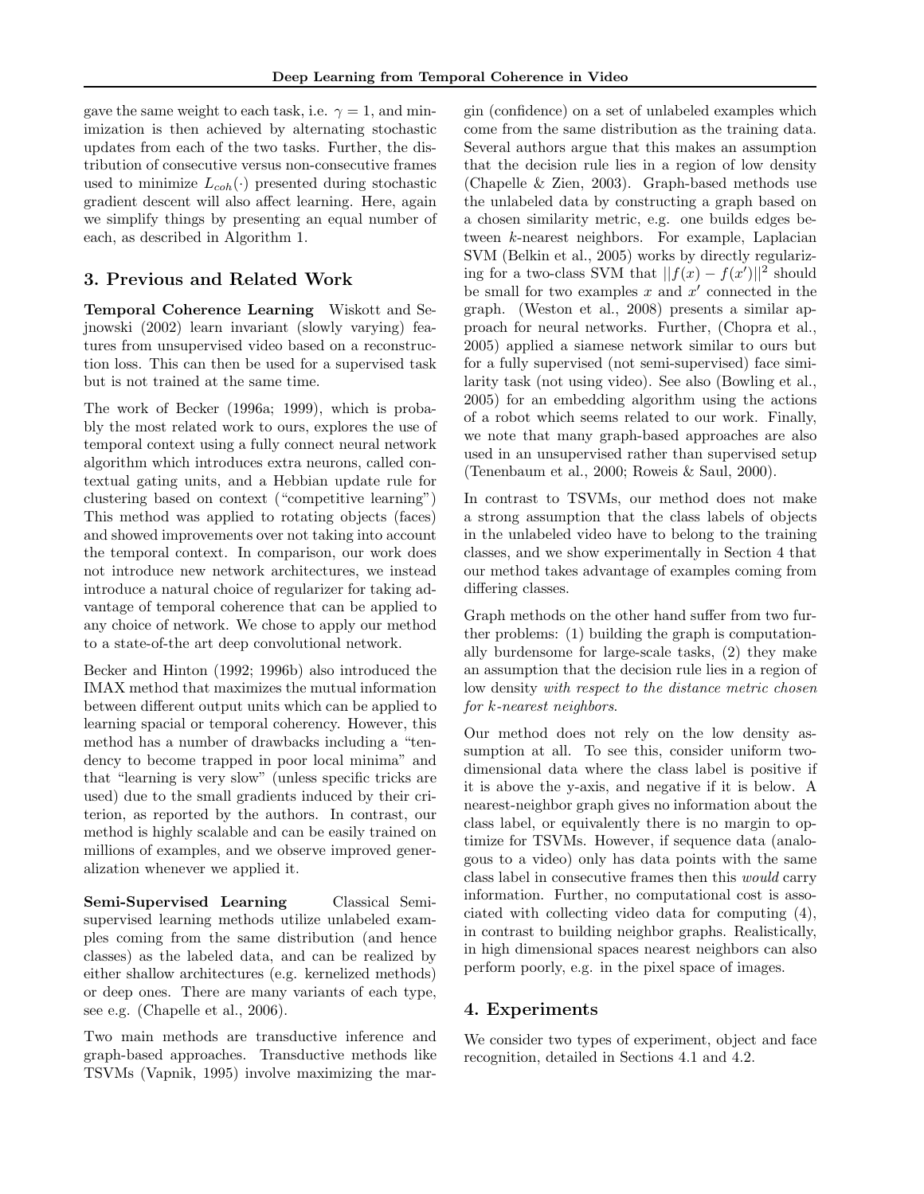gave the same weight to each task, i.e. $\gamma = 1$, and minimization is then achieved by alternating stochastic updates from each of the two tasks. Further, the distribution of consecutive versus non-consecutive frames used to minimize $L_{coh}(\cdot)$ presented during stochastic gradient descent will also affect learning. Here, again we simplify things by presenting an equal number of each, as described in Algorithm 1.

## 3. Previous and Related Work

**Temporal Coherence Learning** Wiskott and Sejnowski (2002) learn invariant (slowly varying) features from unsupervised video based on a reconstruction loss. This can then be used for a supervised task but is not trained at the same time.

The work of Becker (1996a; 1999), which is probably the most related work to ours, explores the use of temporal context using a fully connect neural network algorithm which introduces extra neurons, called contextual gating units, and a Hebbian update rule for clustering based on context ("competitive learning") This method was applied to rotating objects (faces) and showed improvements over not taking into account the temporal context. In comparison, our work does not introduce new network architectures, we instead introduce a natural choice of regularizer for taking advantage of temporal coherence that can be applied to any choice of network. We chose to apply our method to a state-of-the art deep convolutional network.

Becker and Hinton (1992; 1996b) also introduced the IMAX method that maximizes the mutual information between different output units which can be applied to learning spacial or temporal coherency. However, this method has a number of drawbacks including a "tendency to become trapped in poor local minima" and that "learning is very slow" (unless specific tricks are used) due to the small gradients induced by their criterion, as reported by the authors. In contrast, our method is highly scalable and can be easily trained on millions of examples, and we observe improved generalization whenever we applied it.

**Semi-Supervised Learning** Classical Semi-supervised learning methods utilize unlabeled examples coming from the same distribution (and hence classes) as the labeled data, and can be realized by either shallow architectures (e.g. kernelized methods) or deep ones. There are many variants of each type, see e.g. (Chapelle et al., 2006).

Two main methods are transductive inference and graph-based approaches. Transductive methods like TSVMs (Vapnik, 1995) involve maximizing the margin (confidence) on a set of unlabeled examples which come from the same distribution as the training data. Several authors argue that this makes an assumption that the decision rule lies in a region of low density (Chapelle & Zien, 2003). Graph-based methods use the unlabeled data by constructing a graph based on a chosen similarity metric, e.g. one builds edges between $k$-nearest neighbors. For example, Laplacian SVM (Belkin et al., 2005) works by directly regularizing for a two-class SVM that $||f(x) - f(x')||^2$ should be small for two examples $x$ and $x'$ connected in the graph. (Weston et al., 2008) presents a similar approach for neural networks. Further, (Chopra et al., 2005) applied a siamese network similar to ours but for a fully supervised (not semi-supervised) face similarity task (not using video). See also (Bowling et al., 2005) for an embedding algorithm using the actions of a robot which seems related to our work. Finally, we note that many graph-based approaches are also used in an unsupervised rather than supervised setup (Tenenbaum et al., 2000; Roweis & Saul, 2000).

In contrast to TSVMs, our method does not make a strong assumption that the class labels of objects in the unlabeled video have to belong to the training classes, and we show experimentally in Section 4 that our method takes advantage of examples coming from differing classes.

Graph methods on the other hand suffer from two further problems: (1) building the graph is computationally burdensome for large-scale tasks, (2) they make an assumption that the decision rule lies in a region of low density *with respect to the distance metric chosen for k-nearest neighbors*.

Our method does not rely on the low density assumption at all. To see this, consider uniform two-dimensional data where the class label is positive if it is above the y-axis, and negative if it is below. A nearest-neighbor graph gives no information about the class label, or equivalently there is no margin to optimize for TSVMs. However, if sequence data (analogous to a video) only has data points with the same class label in consecutive frames then this *would* carry information. Further, no computational cost is associated with collecting video data for computing (4), in contrast to building neighbor graphs. Realistically, in high dimensional spaces nearest neighbors can also perform poorly, e.g. in the pixel space of images.

## 4. Experiments

We consider two types of experiment, object and face recognition, detailed in Sections 4.1 and 4.2.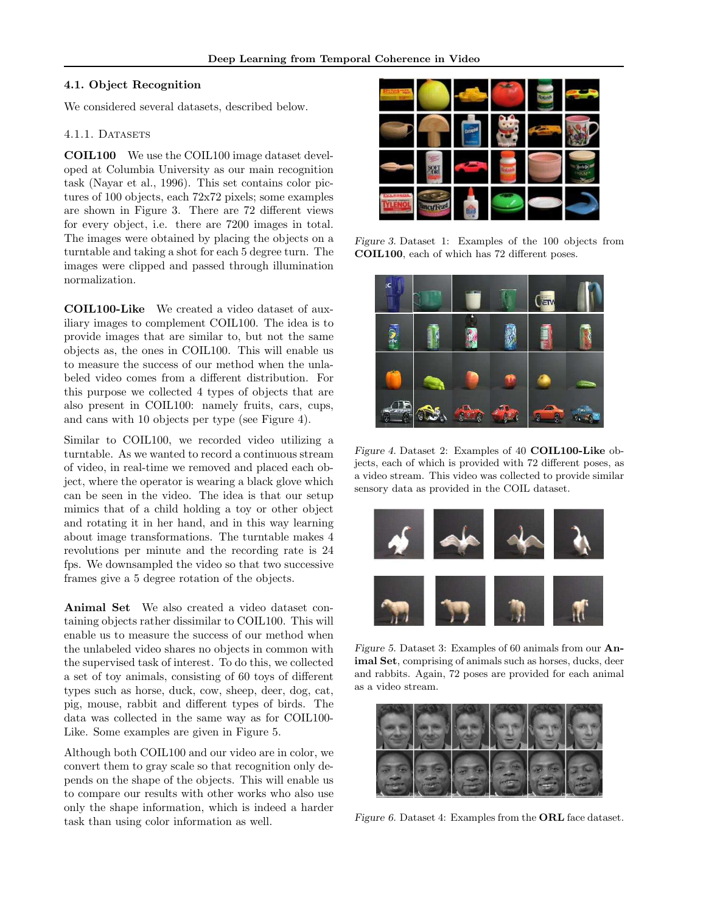### 4.1. Object Recognition

We considered several datasets, described below.

#### 4.1.1. Datasets

**COIL100** We use the COIL100 image dataset developed at Columbia University as our main recognition task (Nayar et al., 1996). This set contains color pictures of 100 objects, each 72x72 pixels; some examples are shown in Figure 3. There are 72 different views for every object, i.e. there are 7200 images in total. The images were obtained by placing the objects on a turntable and taking a shot for each 5 degree turn. The images were clipped and passed through illumination normalization.

**COIL100-Like** We created a video dataset of auxiliary images to complement COIL100. The idea is to provide images that are similar to, but not the same objects as, the ones in COIL100. This will enable us to measure the success of our method when the unlabeled video comes from a different distribution. For this purpose we collected 4 types of objects that are also present in COIL100: namely fruits, cars, cups, and cans with 10 objects per type (see Figure 4).

Similar to COIL100, we recorded video utilizing a turntable. As we wanted to record a continuous stream of video, in real-time we removed and placed each object, where the operator is wearing a black glove which can be seen in the video. The idea is that our setup mimics that of a child holding a toy or other object and rotating it in her hand, and in this way learning about image transformations. The turntable makes 4 revolutions per minute and the recording rate is 24 fps. We downsampled the video so that two successive frames give a 5 degree rotation of the objects.

**Animal Set** We also created a video dataset containing objects rather dissimilar to COIL100. This will enable us to measure the success of our method when the unlabeled video shares no objects in common with the supervised task of interest. To do this, we collected a set of toy animals, consisting of 60 toys of different types such as horse, duck, cow, sheep, deer, dog, cat, pig, mouse, rabbit and different types of birds. The data was collected in the same way as for COIL100-Like. Some examples are given in Figure 5.

Although both COIL100 and our video are in color, we convert them to gray scale so that recognition only depends on the shape of the objects. This will enable us to compare our results with other works who also use only the shape information, which is indeed a harder task than using color information as well.

*Figure 3.* Dataset 1: Examples of the 100 objects from **COIL100**, each of which has 72 different poses.

*Figure 4.* Dataset 2: Examples of 40 **COIL100-Like** objects, each of which is provided with 72 different poses, as a video stream. This video was collected to provide similar sensory data as provided in the COIL dataset.

*Figure 5.* Dataset 3: Examples of 60 animals from our **Animal Set**, comprising of animals such as horses, ducks, deer and rabbits. Again, 72 poses are provided for each animal as a video stream.

*Figure 6.* Dataset 4: Examples from the **ORL** face dataset.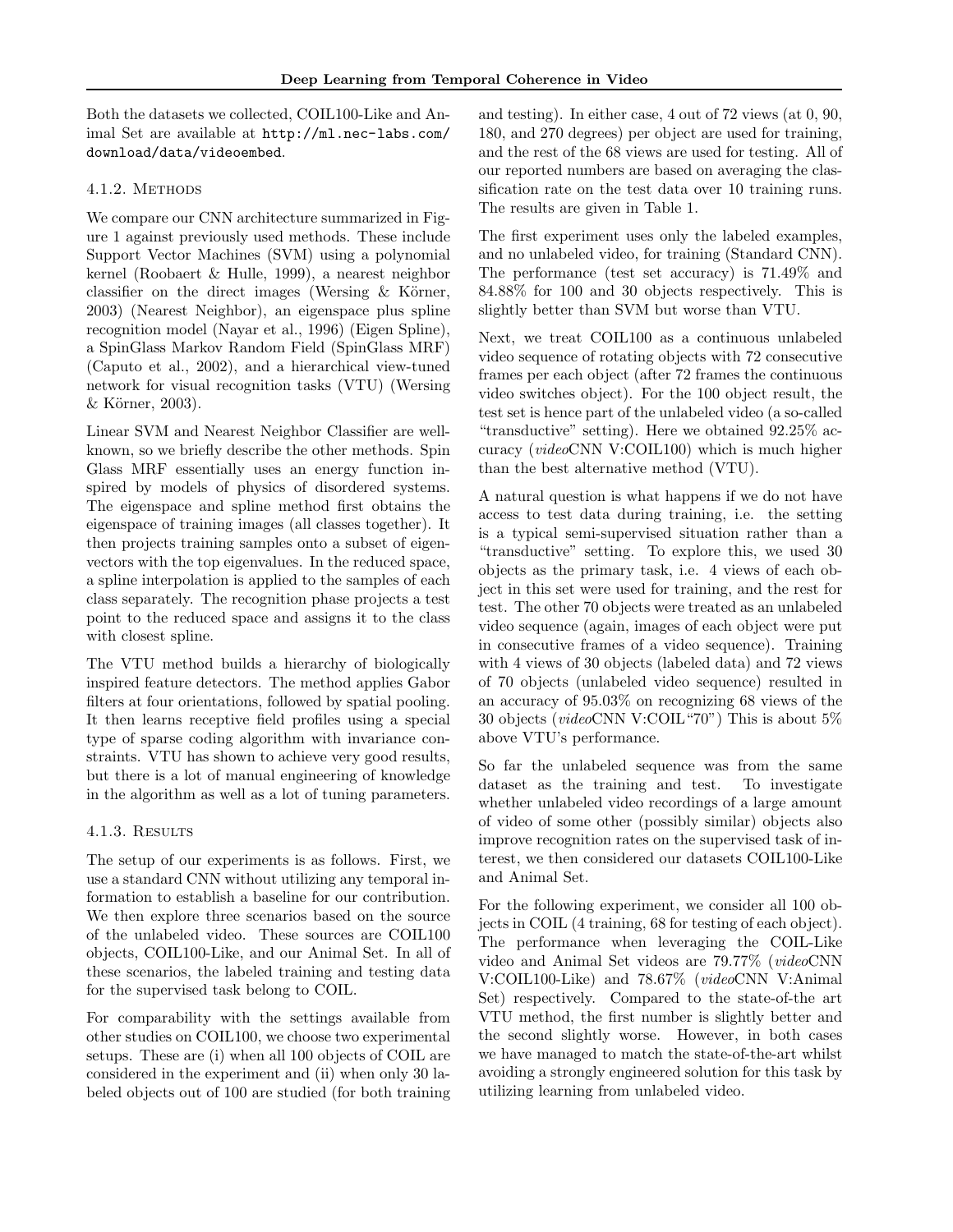Both the datasets we collected, COIL100-Like and Animal Set are available at http://ml.nec-labs.com/download/data/videoembed.

#### 4.1.2. Methods

We compare our CNN architecture summarized in Figure 1 against previously used methods. These include Support Vector Machines (SVM) using a polynomial kernel (Roobaert & Hulle, 1999), a nearest neighbor classifier on the direct images (Wersing & Körner, 2003) (Nearest Neighbor), an eigenspace plus spline recognition model (Nayar et al., 1996) (Eigen Spline), a SpinGlass Markov Random Field (SpinGlass MRF) (Caputo et al., 2002), and a hierarchical view-tuned network for visual recognition tasks (VTU) (Wersing & Körner, 2003).

Linear SVM and Nearest Neighbor Classifier are well-known, so we briefly describe the other methods. Spin Glass MRF essentially uses an energy function inspired by models of physics of disordered systems. The eigenspace and spline method first obtains the eigenspace of training images (all classes together). It then projects training samples onto a subset of eigenvectors with the top eigenvalues. In the reduced space, a spline interpolation is applied to the samples of each class separately. The recognition phase projects a test point to the reduced space and assigns it to the class with closest spline.

The VTU method builds a hierarchy of biologically inspired feature detectors. The method applies Gabor filters at four orientations, followed by spatial pooling. It then learns receptive field profiles using a special type of sparse coding algorithm with invariance constraints. VTU has shown to achieve very good results, but there is a lot of manual engineering of knowledge in the algorithm as well as a lot of tuning parameters.

#### 4.1.3. Results

The setup of our experiments is as follows. First, we use a standard CNN without utilizing any temporal information to establish a baseline for our contribution. We then explore three scenarios based on the source of the unlabeled video. These sources are COIL100 objects, COIL100-Like, and our Animal Set. In all of these scenarios, the labeled training and testing data for the supervised task belong to COIL.

For comparability with the settings available from other studies on COIL100, we choose two experimental setups. These are (i) when all 100 objects of COIL are considered in the experiment and (ii) when only 30 labeled objects out of 100 are studied (for both training and testing). In either case, 4 out of 72 views (at 0, 90, 180, and 270 degrees) per object are used for training, and the rest of the 68 views are used for testing. All of our reported numbers are based on averaging the classification rate on the test data over 10 training runs. The results are given in Table 1.

The first experiment uses only the labeled examples, and no unlabeled video, for training (Standard CNN). The performance (test set accuracy) is 71.49% and 84.88% for 100 and 30 objects respectively. This is slightly better than SVM but worse than VTU.

Next, we treat COIL100 as a continuous unlabeled video sequence of rotating objects with 72 consecutive frames per each object (after 72 frames the continuous video switches object). For the 100 object result, the test set is hence part of the unlabeled video (a so-called "transductive" setting). Here we obtained 92.25% accuracy (*video*CNN V:COIL100) which is much higher than the best alternative method (VTU).

A natural question is what happens if we do not have access to test data during training, i.e. the setting is a typical semi-supervised situation rather than a "transductive" setting. To explore this, we used 30 objects as the primary task, i.e. 4 views of each object in this set were used for training, and the rest for test. The other 70 objects were treated as an unlabeled video sequence (again, images of each object were put in consecutive frames of a video sequence). Training with 4 views of 30 objects (labeled data) and 72 views of 70 objects (unlabeled video sequence) resulted in an accuracy of 95.03% on recognizing 68 views of the 30 objects (*video*CNN V:COIL"70") This is about 5% above VTU's performance.

So far the unlabeled sequence was from the same dataset as the training and test. To investigate whether unlabeled video recordings of a large amount of video of some other (possibly similar) objects also improve recognition rates on the supervised task of interest, we then considered our datasets COIL100-Like and Animal Set.

For the following experiment, we consider all 100 objects in COIL (4 training, 68 for testing of each object). The performance when leveraging the COIL-Like video and Animal Set videos are 79.77% (*video*CNN V:COIL100-Like) and 78.67% (*video*CNN V:Animal Set) respectively. Compared to the state-of-the art VTU method, the first number is slightly better and the second slightly worse. However, in both cases we have managed to match the state-of-the-art whilst avoiding a strongly engineered solution for this task by utilizing learning from unlabeled video.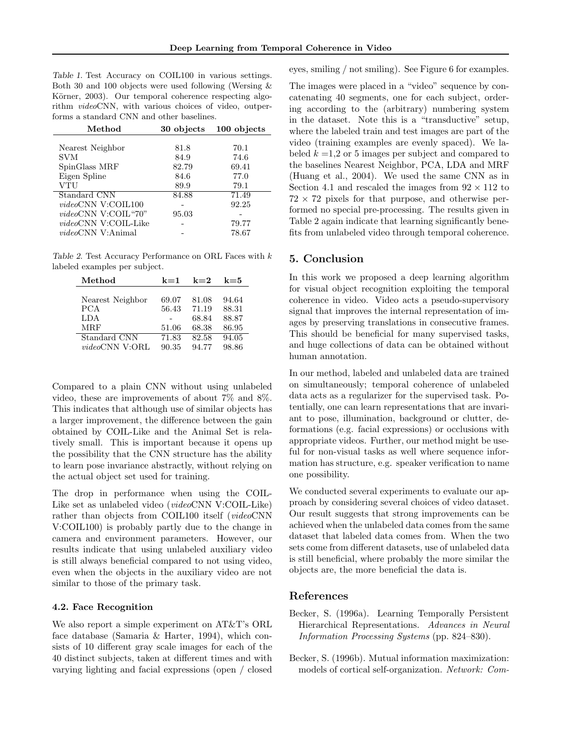Table 1. Test Accuracy on COIL100 in various settings. Both 30 and 100 objects were used following (Wersing & Körner, 2003). Our temporal coherence respecting algorithm *video*CNN, with various choices of video, outperforms a standard CNN and other baselines.

| Method | 30 objects | 100 objects |
|---|---|---|
| Nearest Neighbor | 81.8 | 70.1 |
| SVM | 84.9 | 74.6 |
| SpinGlass MRF | 82.79 | 69.41 |
| Eigen Spline | 84.6 | 77.0 |
| VTU | 89.9 | 79.1 |
| Standard CNN | 84.88 | 71.49 |
| *video*CNN V:COIL100 | - | 92.25 |
| *video*CNN V:COIL"70" | 95.03 | - |
| *video*CNN V:COIL-Like | - | 79.77 |
| *video*CNN V:Animal | - | 78.67 |

Table 2. Test Accuracy Performance on ORL Faces with $k$ labeled examples per subject.

| Method | k=1 | k=2 | k=5 |
|---|---|---|---|
| Nearest Neighbor | 69.07 | 81.08 | 94.64 |
| PCA | 56.43 | 71.19 | 88.31 |
| LDA | - | 68.84 | 88.87 |
| MRF | 51.06 | 68.38 | 86.95 |
| Standard CNN | 71.83 | 82.58 | 94.05 |
| *video*CNN V:ORL | 90.35 | 94.77 | 98.86 |

Compared to a plain CNN without using unlabeled video, these are improvements of about 7% and 8%. This indicates that although use of similar objects has a larger improvement, the difference between the gain obtained by COIL-Like set and the Animal Set is relatively small. This is important because it opens up the possibility that the CNN structure has the ability to learn pose invariance abstractly, without relying on the actual object set used for training.

The drop in performance when using the COIL-Like set as unlabeled video (*video*CNN V:COIL-Like) rather than objects from COIL100 itself (*video*CNN V:COIL100) is probably partly due to the change in camera and environment parameters. However, our results indicate that using unlabeled auxiliary video is still always beneficial compared to not using video, even when the objects in the auxiliary video are not similar to those of the primary task.

### 4.2. Face Recognition

We also report a simple experiment on AT&T's ORL face database (Samaria & Harter, 1994), which consists of 10 different gray scale images for each of the 40 distinct subjects, taken at different times and with varying lighting and facial expressions (open / closed eyes, smiling / not smiling). See Figure 6 for examples.

The images were placed in a "video" sequence by concatenating 40 segments, one for each subject, ordering according to the (arbitrary) numbering system in the dataset. Note this is a "transductive" setup, where the labeled train and test images are part of the video (training examples are evenly spaced). We labeled $k$ =1,2 or 5 images per subject and compared to the baselines Nearest Neighbor, PCA, LDA and MRF (Huang et al., 2004). We used the same CNN as in Section 4.1 and rescaled the images from $92 \times 112$ to $72 \times 72$ pixels for that purpose, and otherwise performed no special pre-processing. The results given in Table 2 again indicate that learning significantly benefits from unlabeled video through temporal coherence.

## 5. Conclusion

In this work we proposed a deep learning algorithm for visual object recognition exploiting the temporal coherence in video. Video acts a pseudo-supervisory signal that improves the internal representation of images by preserving translations in consecutive frames. This should be beneficial for many supervised tasks, and huge collections of data can be obtained without human annotation.

In our method, labeled and unlabeled data are trained on simultaneously; temporal coherence of unlabeled data acts as a regularizer for the supervised task. Potentially, one can learn representations that are invariant to pose, illumination, background or clutter, deformations (e.g. facial expressions) or occlusions with appropriate videos. Further, our method might be useful for non-visual tasks as well where sequence information has structure, e.g. speaker verification to name one possibility.

We conducted several experiments to evaluate our approach by considering several choices of video dataset. Our result suggests that strong improvements can be achieved when the unlabeled data comes from the same dataset that labeled data comes from. When the two sets come from different datasets, use of unlabeled data is still beneficial, where probably the more similar the objects are, the more beneficial the data is.

## References

Becker, S. (1996a). Learning Temporally Persistent Hierarchical Representations. *Advances in Neural Information Processing Systems* (pp. 824–830).

Becker, S. (1996b). Mutual information maximization: models of cortical self-organization. *Network: Com-*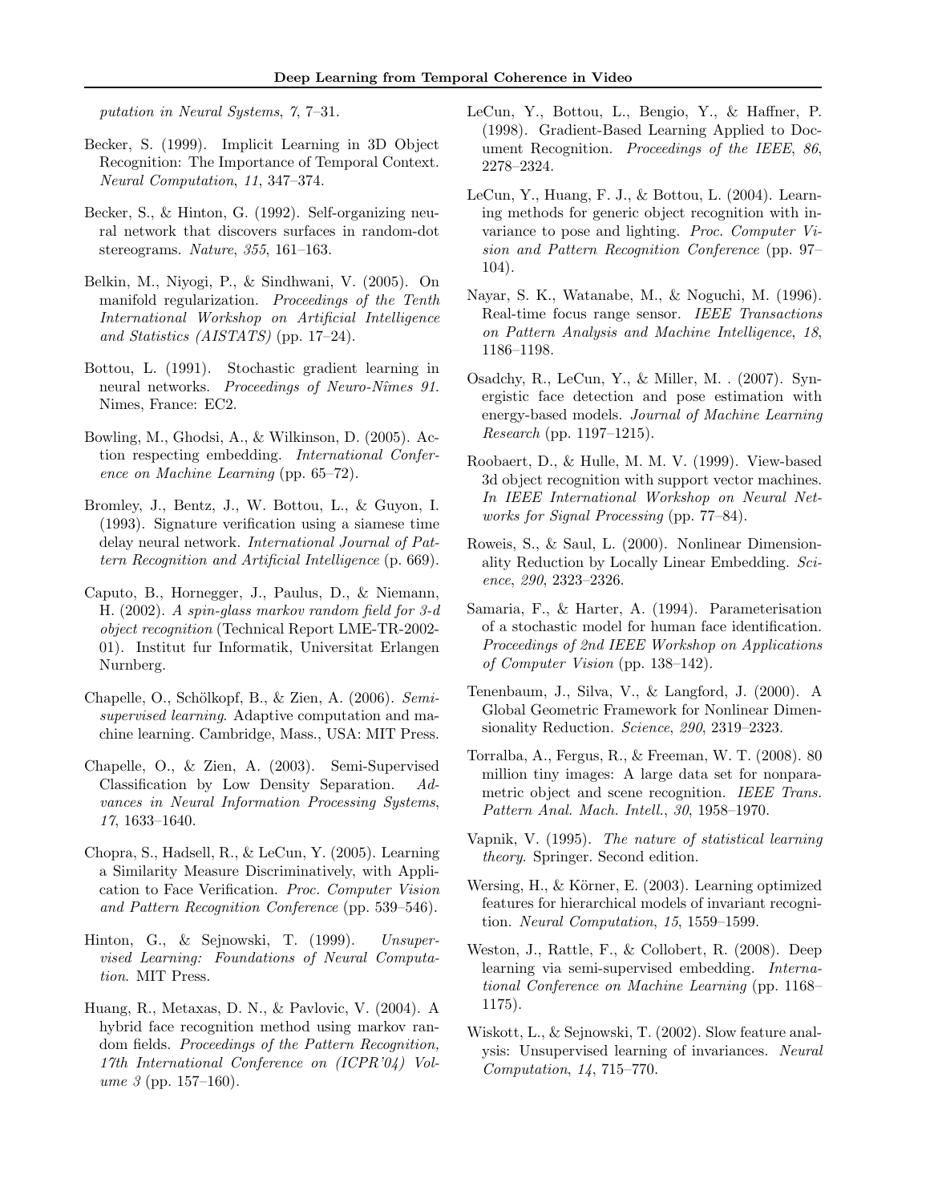*putation in Neural Systems*, *7*, 7–31.

Becker, S. (1999). Implicit Learning in 3D Object Recognition: The Importance of Temporal Context. *Neural Computation*, *11*, 347–374.

Becker, S., & Hinton, G. (1992). Self-organizing neural network that discovers surfaces in random-dot stereograms. *Nature*, *355*, 161–163.

Belkin, M., Niyogi, P., & Sindhwani, V. (2005). On manifold regularization. *Proceedings of the Tenth International Workshop on Artificial Intelligence and Statistics (AISTATS)* (pp. 17–24).

Bottou, L. (1991). Stochastic gradient learning in neural networks. *Proceedings of Neuro-Nîmes 91*. Nimes, France: EC2.

Bowling, M., Ghodsi, A., & Wilkinson, D. (2005). Action respecting embedding. *International Conference on Machine Learning* (pp. 65–72).

Bromley, J., Bentz, J., W. Bottou, L., & Guyon, I. (1993). Signature verification using a siamese time delay neural network. *International Journal of Pattern Recognition and Artificial Intelligence* (p. 669).

Caputo, B., Hornegger, J., Paulus, D., & Niemann, H. (2002). *A spin-glass markov random field for 3-d object recognition* (Technical Report LME-TR-2002-01). Institut fur Informatik, Universitat Erlangen Nurnberg.

Chapelle, O., Schölkopf, B., & Zien, A. (2006). *Semi-supervised learning*. Adaptive computation and machine learning. Cambridge, Mass., USA: MIT Press.

Chapelle, O., & Zien, A. (2003). Semi-Supervised Classification by Low Density Separation. *Advances in Neural Information Processing Systems*, *17*, 1633–1640.

Chopra, S., Hadsell, R., & LeCun, Y. (2005). Learning a Similarity Measure Discriminatively, with Application to Face Verification. *Proc. Computer Vision and Pattern Recognition Conference* (pp. 539–546).

Hinton, G., & Sejnowski, T. (1999). *Unsupervised Learning: Foundations of Neural Computation*. MIT Press.

Huang, R., Metaxas, D. N., & Pavlovic, V. (2004). A hybrid face recognition method using markov random fields. *Proceedings of the Pattern Recognition, 17th International Conference on (ICPR'04) Volume 3* (pp. 157–160).

LeCun, Y., Bottou, L., Bengio, Y., & Haffner, P. (1998). Gradient-Based Learning Applied to Document Recognition. *Proceedings of the IEEE*, *86*, 2278–2324.

LeCun, Y., Huang, F. J., & Bottou, L. (2004). Learning methods for generic object recognition with invariance to pose and lighting. *Proc. Computer Vision and Pattern Recognition Conference* (pp. 97–104).

Nayar, S. K., Watanabe, M., & Noguchi, M. (1996). Real-time focus range sensor. *IEEE Transactions on Pattern Analysis and Machine Intelligence*, *18*, 1186–1198.

Osadchy, R., LeCun, Y., & Miller, M. . (2007). Synergistic face detection and pose estimation with energy-based models. *Journal of Machine Learning Research* (pp. 1197–1215).

Roobaert, D., & Hulle, M. M. V. (1999). View-based 3d object recognition with support vector machines. *In IEEE International Workshop on Neural Networks for Signal Processing* (pp. 77–84).

Roweis, S., & Saul, L. (2000). Nonlinear Dimensionality Reduction by Locally Linear Embedding. *Science*, *290*, 2323–2326.

Samaria, F., & Harter, A. (1994). Parameterisation of a stochastic model for human face identification. *Proceedings of 2nd IEEE Workshop on Applications of Computer Vision* (pp. 138–142).

Tenenbaum, J., Silva, V., & Langford, J. (2000). A Global Geometric Framework for Nonlinear Dimensionality Reduction. *Science*, *290*, 2319–2323.

Torralba, A., Fergus, R., & Freeman, W. T. (2008). 80 million tiny images: A large data set for nonparametric object and scene recognition. *IEEE Trans. Pattern Anal. Mach. Intell.*, *30*, 1958–1970.

Vapnik, V. (1995). *The nature of statistical learning theory*. Springer. Second edition.

Wersing, H., & Körner, E. (2003). Learning optimized features for hierarchical models of invariant recognition. *Neural Computation*, *15*, 1559–1599.

Weston, J., Rattle, F., & Collobert, R. (2008). Deep learning via semi-supervised embedding. *International Conference on Machine Learning* (pp. 1168–1175).

Wiskott, L., & Sejnowski, T. (2002). Slow feature analysis: Unsupervised learning of invariances. *Neural Computation*, *14*, 715–770.